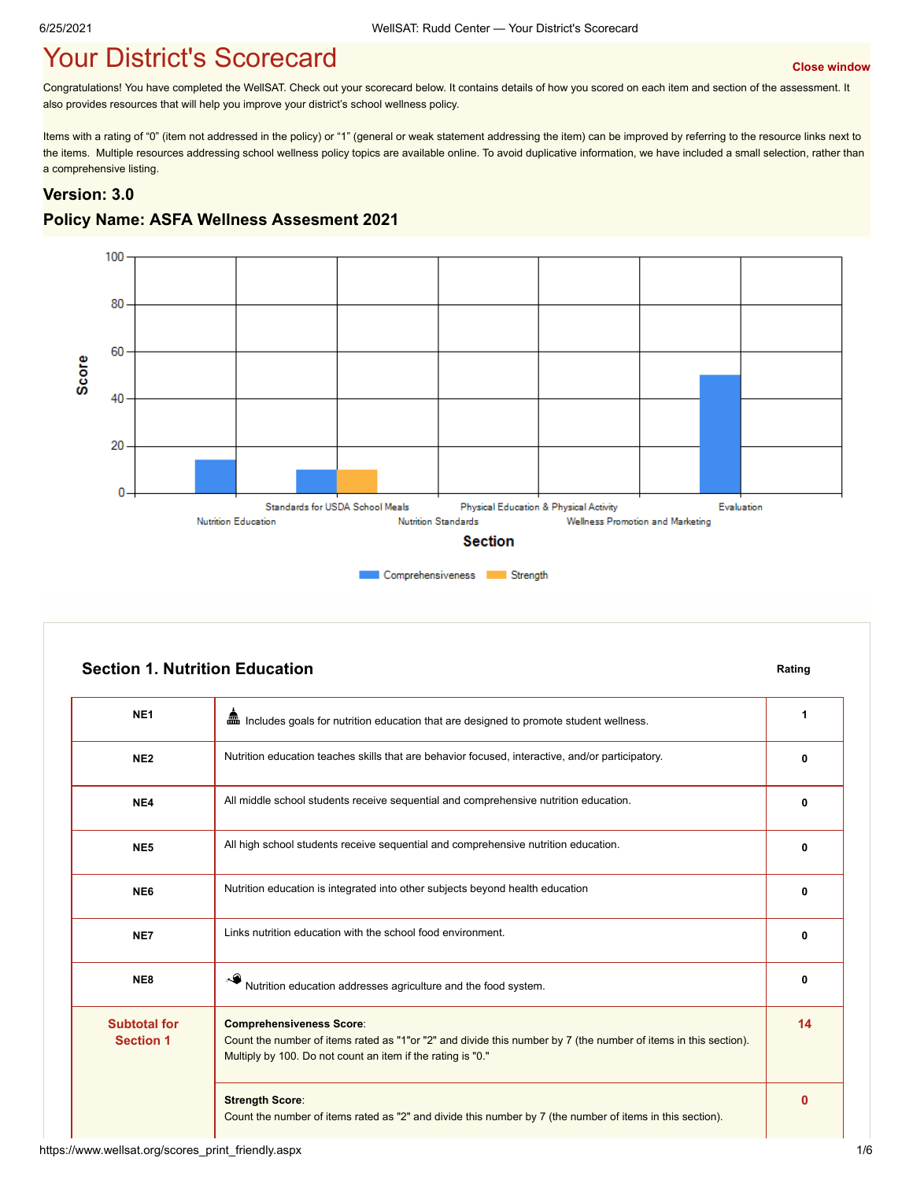# Your District's Scorecard

Close window

Congratulations! You have completed the WellSAT. Check out your scorecard below. It contains details of how you scored on each item and section of the assessment. It also provides resources that will help you improve your district's school wellness policy.

Items with a rating of "0" (item not addressed in the policy) or "1" (general or weak statement addressing the item) can be improved by referring to the resource links next to the items. Multiple resources addressing school wellness policy topics are available online. To avoid duplicative information, we have included a small selection, rather than a comprehensive listing.

### Version: 3.0

### Policy Name: ASFA Wellness Assesment 2021

| Section | Comprehensiveness | Strength |
|---|---|---|
| Nutrition Education | 14 | 0 |
| Standards for USDA School Meals | 10 | 10 |
| Nutrition Standards | 0 | 0 |
| Physical Education & Physical Activity | 0 | 0 |
| Wellness Promotion and Marketing | 0 | 0 |
| Evaluation | 50 | 0 |

### Section 1. Nutrition Education

| Item | Description | Rating |
|---|---|---|
| NE1 | Includes goals for nutrition education that are designed to promote student wellness. | 1 |
| NE2 | Nutrition education teaches skills that are behavior focused, interactive, and/or participatory. | 0 |
| NE4 | All middle school students receive sequential and comprehensive nutrition education. | 0 |
| NE5 | All high school students receive sequential and comprehensive nutrition education. | 0 |
| NE6 | Nutrition education is integrated into other subjects beyond health education | 0 |
| NE7 | Links nutrition education with the school food environment. | 0 |
| NE8 | Nutrition education addresses agriculture and the food system. | 0 |
| **Subtotal for Section 1** | **Comprehensiveness Score**: Count the number of items rated as "1"or "2" and divide this number by 7 (the number of items in this section). Multiply by 100. Do not count an item if the rating is "0." | **14** |
| | **Strength Score**: Count the number of items rated as "2" and divide this number by 7 (the number of items in this section). | **0** |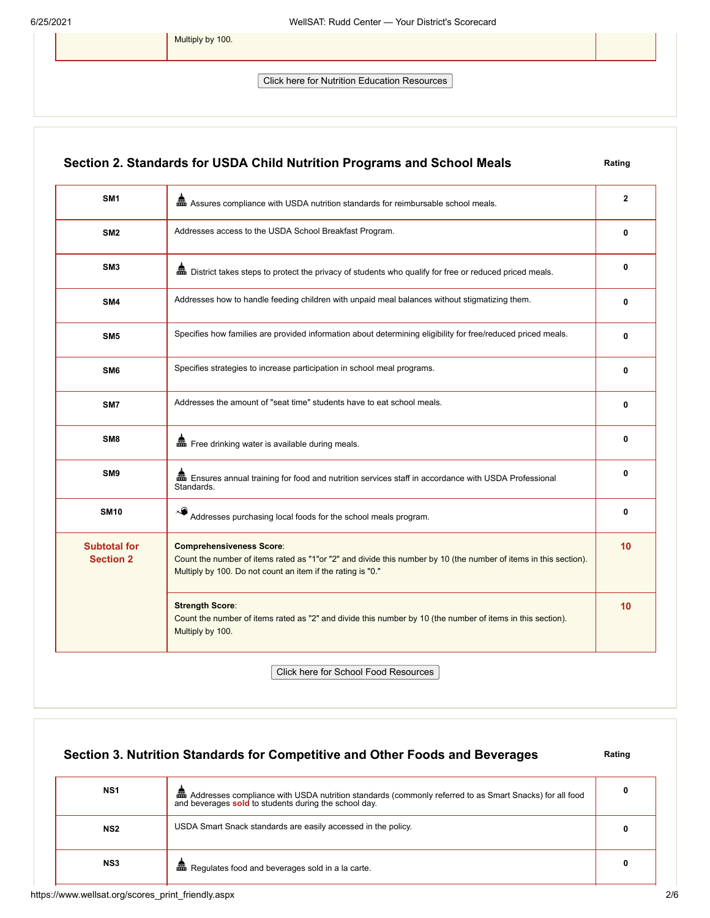| | Multiply by 100. | |
|---|---|---|

Click here for Nutrition Education Resources

## Section 2. Standards for USDA Child Nutrition Programs and School Meals

| | | Rating |
|---|---|---|
| **SM1** | Assures compliance with USDA nutrition standards for reimbursable school meals. | **2** |
| **SM2** | Addresses access to the USDA School Breakfast Program. | **0** |
| **SM3** | District takes steps to protect the privacy of students who qualify for free or reduced priced meals. | **0** |
| **SM4** | Addresses how to handle feeding children with unpaid meal balances without stigmatizing them. | **0** |
| **SM5** | Specifies how families are provided information about determining eligibility for free/reduced priced meals. | **0** |
| **SM6** | Specifies strategies to increase participation in school meal programs. | **0** |
| **SM7** | Addresses the amount of "seat time" students have to eat school meals. | **0** |
| **SM8** | Free drinking water is available during meals. | **0** |
| **SM9** | Ensures annual training for food and nutrition services staff in accordance with USDA Professional Standards. | **0** |
| **SM10** | Addresses purchasing local foods for the school meals program. | **0** |
| **Subtotal for Section 2** | **Comprehensiveness Score**: Count the number of items rated as "1"or "2" and divide this number by 10 (the number of items in this section). Multiply by 100. Do not count an item if the rating is "0." | **10** |
| | **Strength Score**: Count the number of items rated as "2" and divide this number by 10 (the number of items in this section). Multiply by 100. | **10** |

Click here for School Food Resources

## Section 3. Nutrition Standards for Competitive and Other Foods and Beverages

| | | Rating |
|---|---|---|
| **NS1** | Addresses compliance with USDA nutrition standards (commonly referred to as Smart Snacks) for all food and beverages **sold** to students during the school day. | **0** |
| **NS2** | USDA Smart Snack standards are easily accessed in the policy. | **0** |
| **NS3** | Regulates food and beverages sold in a la carte. | **0** |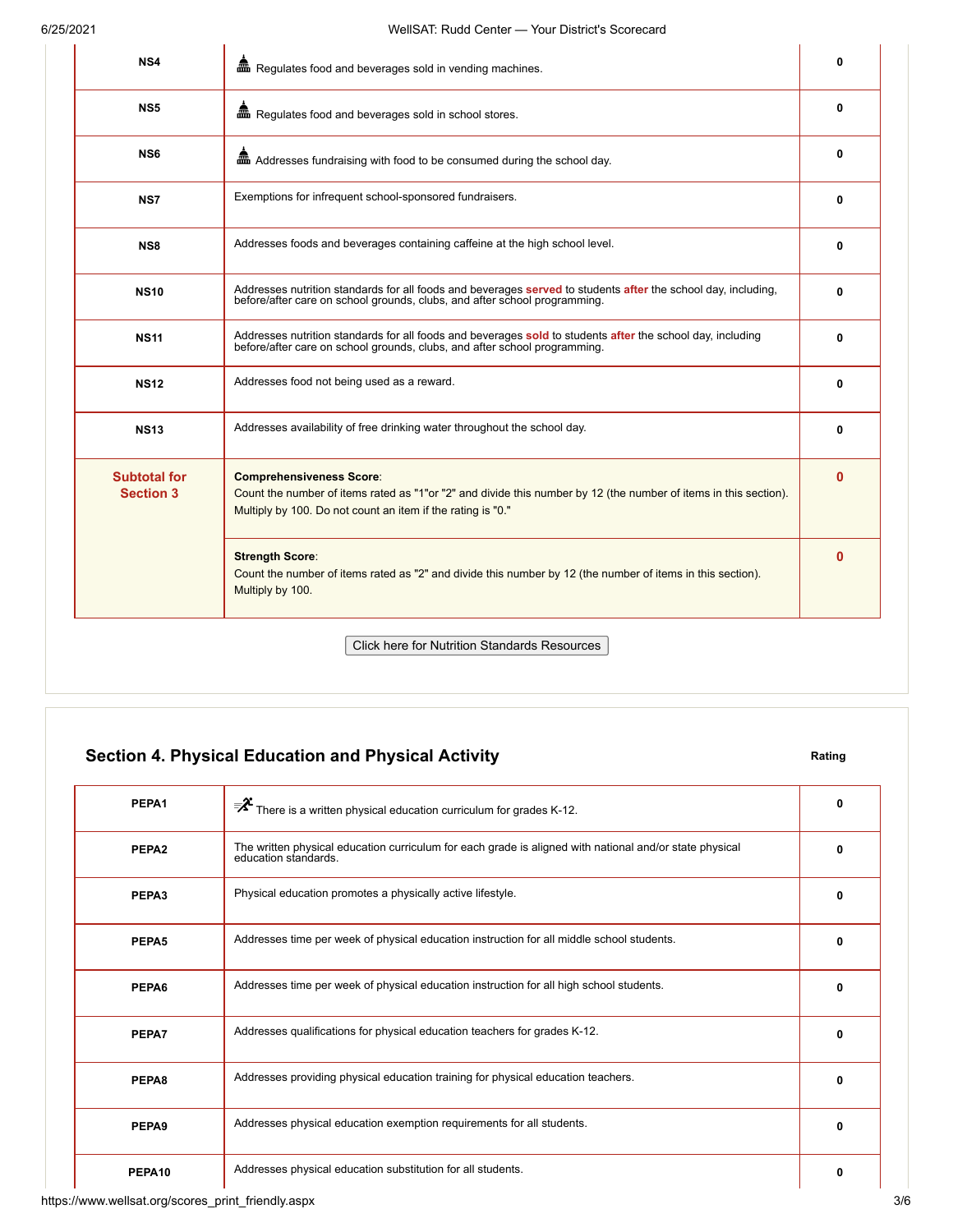| | | |
|---|---|---|
| NS4 | Regulates food and beverages sold in vending machines. | 0 |
| NS5 | Regulates food and beverages sold in school stores. | 0 |
| NS6 | Addresses fundraising with food to be consumed during the school day. | 0 |
| NS7 | Exemptions for infrequent school-sponsored fundraisers. | 0 |
| NS8 | Addresses foods and beverages containing caffeine at the high school level. | 0 |
| NS10 | Addresses nutrition standards for all foods and beverages **served** to students **after** the school day, including, before/after care on school grounds, clubs, and after school programming. | 0 |
| NS11 | Addresses nutrition standards for all foods and beverages **sold** to students **after** the school day, including before/after care on school grounds, clubs, and after school programming. | 0 |
| NS12 | Addresses food not being used as a reward. | 0 |
| NS13 | Addresses availability of free drinking water throughout the school day. | 0 |
| **Subtotal for Section 3** | **Comprehensiveness Score**: Count the number of items rated as "1"or "2" and divide this number by 12 (the number of items in this section). Multiply by 100. Do not count an item if the rating is "0." | **0** |
| | **Strength Score**: Count the number of items rated as "2" and divide this number by 12 (the number of items in this section). Multiply by 100. | **0** |

Click here for Nutrition Standards Resources

## Section 4. Physical Education and Physical Activity

| | | Rating |
|---|---|---|
| PEPA1 | There is a written physical education curriculum for grades K-12. | 0 |
| PEPA2 | The written physical education curriculum for each grade is aligned with national and/or state physical education standards. | 0 |
| PEPA3 | Physical education promotes a physically active lifestyle. | 0 |
| PEPA5 | Addresses time per week of physical education instruction for all middle school students. | 0 |
| PEPA6 | Addresses time per week of physical education instruction for all high school students. | 0 |
| PEPA7 | Addresses qualifications for physical education teachers for grades K-12. | 0 |
| PEPA8 | Addresses providing physical education training for physical education teachers. | 0 |
| PEPA9 | Addresses physical education exemption requirements for all students. | 0 |
| PEPA10 | Addresses physical education substitution for all students. | 0 |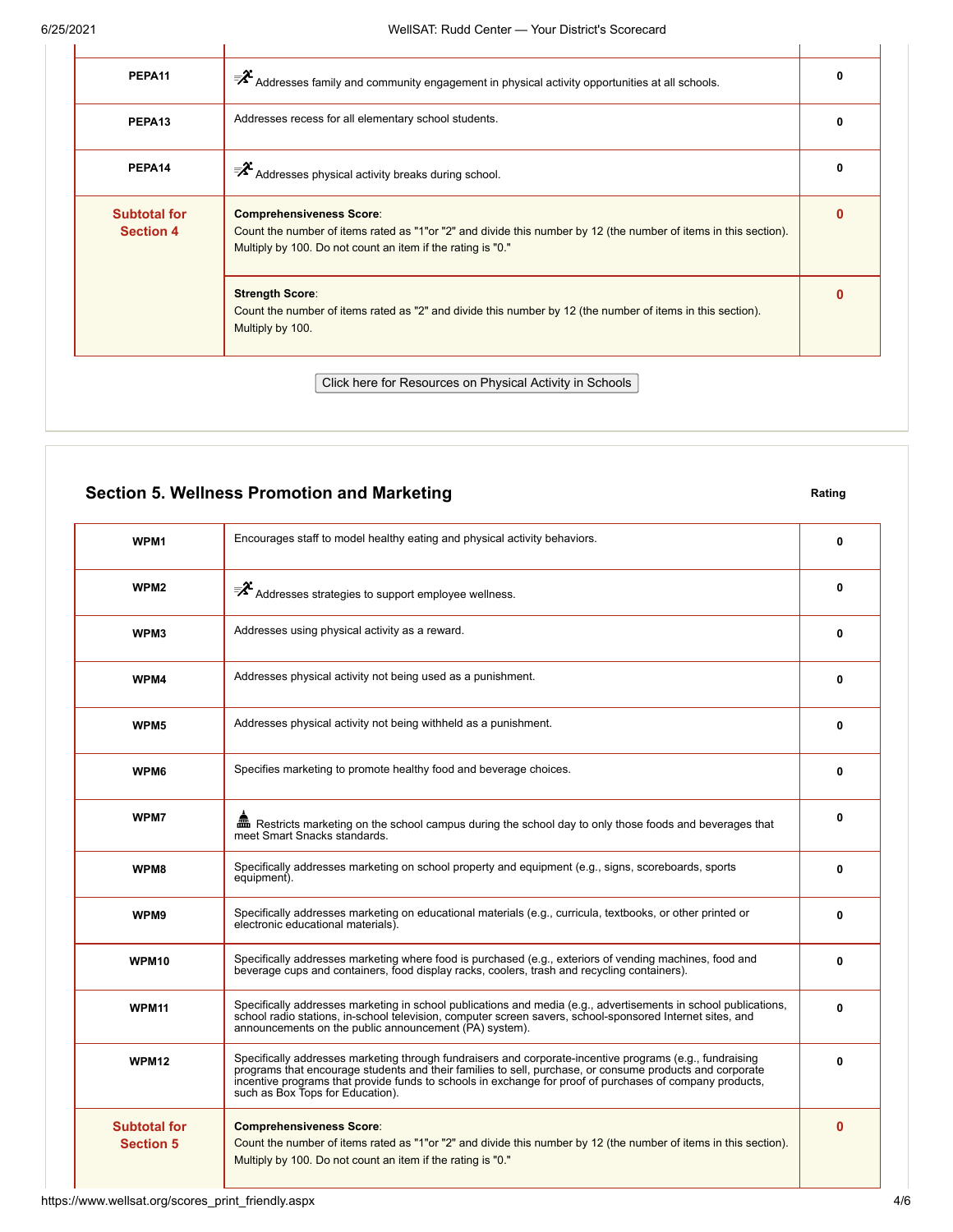| | | |
|---|---|---|
| PEPA11 | Addresses family and community engagement in physical activity opportunities at all schools. | 0 |
| PEPA13 | Addresses recess for all elementary school students. | 0 |
| PEPA14 | Addresses physical activity breaks during school. | 0 |
| **Subtotal for Section 4** | **Comprehensiveness Score**: Count the number of items rated as "1"or "2" and divide this number by 12 (the number of items in this section). Multiply by 100. Do not count an item if the rating is "0." | **0** |
| | **Strength Score**: Count the number of items rated as "2" and divide this number by 12 (the number of items in this section). Multiply by 100. | **0** |

Click here for Resources on Physical Activity in Schools

## Section 5. Wellness Promotion and Marketing

| | | Rating |
|---|---|---|
| WPM1 | Encourages staff to model healthy eating and physical activity behaviors. | 0 |
| WPM2 | Addresses strategies to support employee wellness. | 0 |
| WPM3 | Addresses using physical activity as a reward. | 0 |
| WPM4 | Addresses physical activity not being used as a punishment. | 0 |
| WPM5 | Addresses physical activity not being withheld as a punishment. | 0 |
| WPM6 | Specifies marketing to promote healthy food and beverage choices. | 0 |
| WPM7 | Restricts marketing on the school campus during the school day to only those foods and beverages that meet Smart Snacks standards. | 0 |
| WPM8 | Specifically addresses marketing on school property and equipment (e.g., signs, scoreboards, sports equipment). | 0 |
| WPM9 | Specifically addresses marketing on educational materials (e.g., curricula, textbooks, or other printed or electronic educational materials). | 0 |
| WPM10 | Specifically addresses marketing where food is purchased (e.g., exteriors of vending machines, food and beverage cups and containers, food display racks, coolers, trash and recycling containers). | 0 |
| WPM11 | Specifically addresses marketing in school publications and media (e.g., advertisements in school publications, school radio stations, in-school television, computer screen savers, school-sponsored Internet sites, and announcements on the public announcement (PA) system). | 0 |
| WPM12 | Specifically addresses marketing through fundraisers and corporate-incentive programs (e.g., fundraising programs that encourage students and their families to sell, purchase, or consume products and corporate incentive programs that provide funds to schools in exchange for proof of purchases of company products, such as Box Tops for Education). | 0 |
| **Subtotal for Section 5** | **Comprehensiveness Score**: Count the number of items rated as "1"or "2" and divide this number by 12 (the number of items in this section). Multiply by 100. Do not count an item if the rating is "0." | **0** |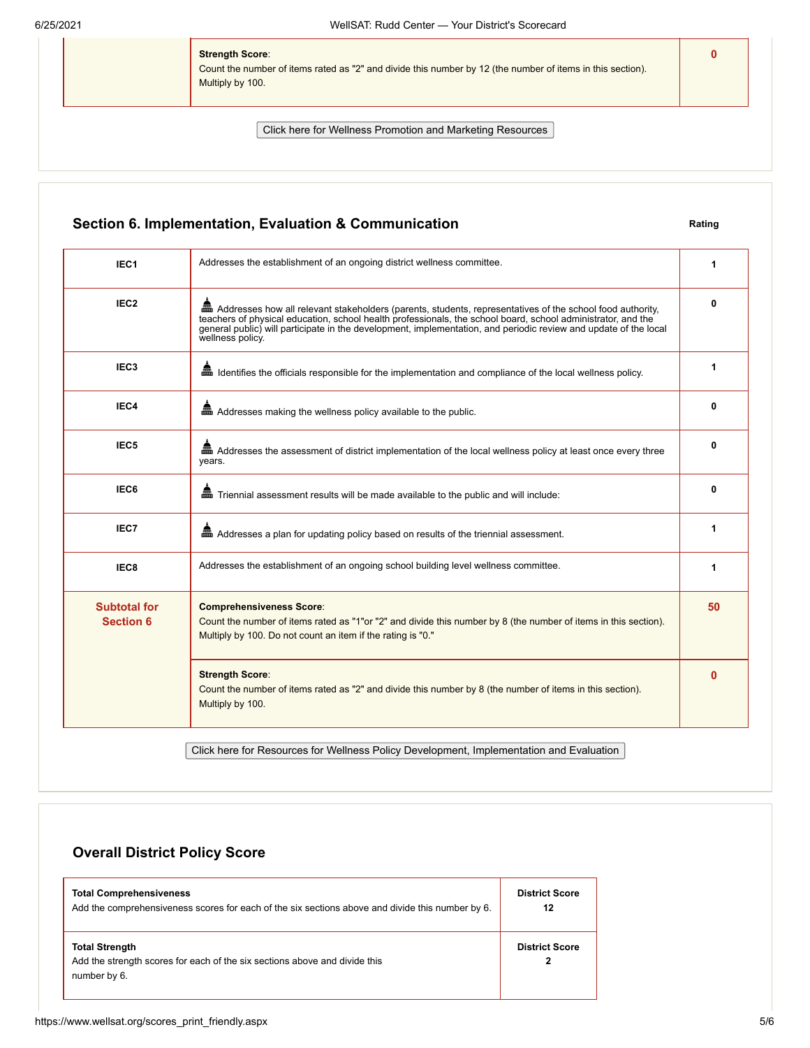| | | |
|---|---|---|
| | **Strength Score**: Count the number of items rated as "2" and divide this number by 12 (the number of items in this section). Multiply by 100. | **0** |

Click here for Wellness Promotion and Marketing Resources

## Section 6. Implementation, Evaluation & Communication

| | | Rating |
|---|---|---|
| **IEC1** | Addresses the establishment of an ongoing district wellness committee. | **1** |
| **IEC2** | Addresses how all relevant stakeholders (parents, students, representatives of the school food authority, teachers of physical education, school health professionals, the school board, school administrator, and the general public) will participate in the development, implementation, and periodic review and update of the local wellness policy. | **0** |
| **IEC3** | Identifies the officials responsible for the implementation and compliance of the local wellness policy. | **1** |
| **IEC4** | Addresses making the wellness policy available to the public. | **0** |
| **IEC5** | Addresses the assessment of district implementation of the local wellness policy at least once every three years. | **0** |
| **IEC6** | Triennial assessment results will be made available to the public and will include: | **0** |
| **IEC7** | Addresses a plan for updating policy based on results of the triennial assessment. | **1** |
| **IEC8** | Addresses the establishment of an ongoing school building level wellness committee. | **1** |
| **Subtotal for Section 6** | **Comprehensiveness Score**: Count the number of items rated as "1"or "2" and divide this number by 8 (the number of items in this section). Multiply by 100. Do not count an item if the rating is "0." | **50** |
| | **Strength Score**: Count the number of items rated as "2" and divide this number by 8 (the number of items in this section). Multiply by 100. | **0** |

Click here for Resources for Wellness Policy Development, Implementation and Evaluation

## Overall District Policy Score

| | |
|---|---|
| **Total Comprehensiveness** Add the comprehensiveness scores for each of the six sections above and divide this number by 6. | **District Score** **12** |
| **Total Strength** Add the strength scores for each of the six sections above and divide this number by 6. | **District Score** **2** |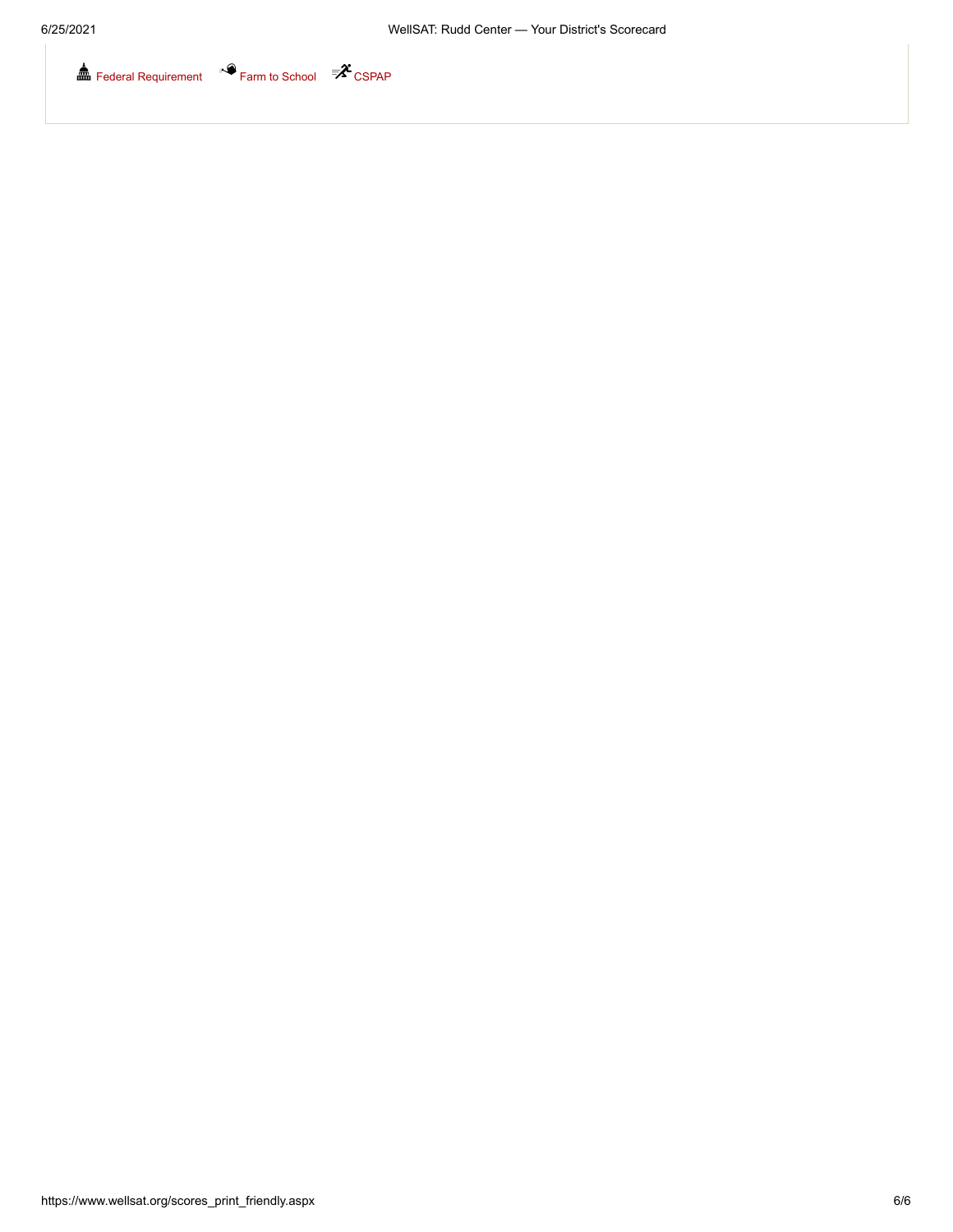Federal Requirement   Farm to School   CSPAP